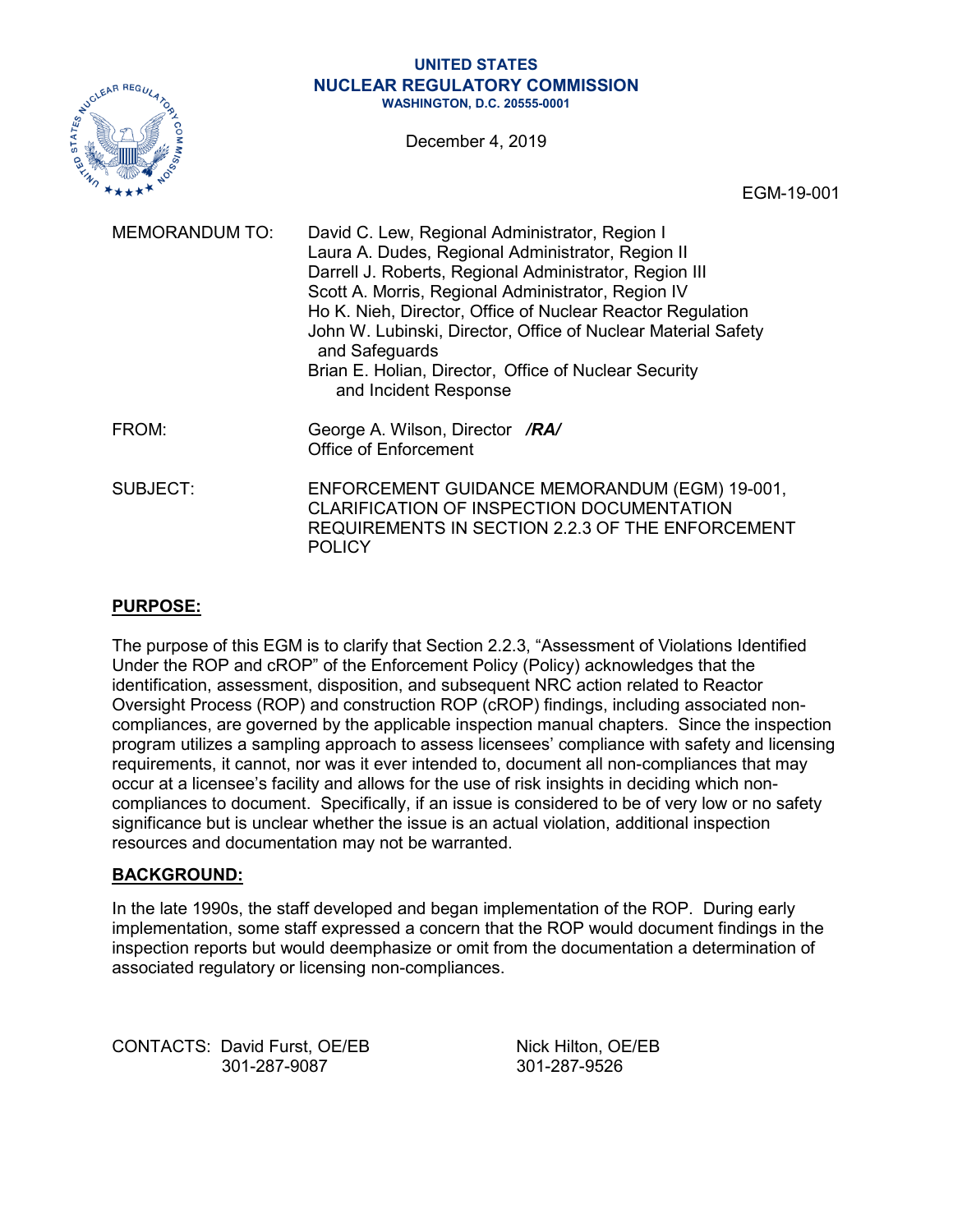**UNITED STATES**
**NUCLEAR REGULATORY COMMISSION**
**WASHINGTON, D.C. 20555-0001**

December 4, 2019

EGM-19-001

MEMORANDUM TO: David C. Lew, Regional Administrator, Region I
Laura A. Dudes, Regional Administrator, Region II
Darrell J. Roberts, Regional Administrator, Region III
Scott A. Morris, Regional Administrator, Region IV
Ho K. Nieh, Director, Office of Nuclear Reactor Regulation
John W. Lubinski, Director, Office of Nuclear Material Safety and Safeguards
Brian E. Holian, Director, Office of Nuclear Security and Incident Response

FROM: George A. Wilson, Director ***/RA/***
Office of Enforcement

SUBJECT: ENFORCEMENT GUIDANCE MEMORANDUM (EGM) 19-001, CLARIFICATION OF INSPECTION DOCUMENTATION REQUIREMENTS IN SECTION 2.2.3 OF THE ENFORCEMENT POLICY

**PURPOSE:**

The purpose of this EGM is to clarify that Section 2.2.3, "Assessment of Violations Identified Under the ROP and cROP" of the Enforcement Policy (Policy) acknowledges that the identification, assessment, disposition, and subsequent NRC action related to Reactor Oversight Process (ROP) and construction ROP (cROP) findings, including associated non-compliances, are governed by the applicable inspection manual chapters. Since the inspection program utilizes a sampling approach to assess licensees' compliance with safety and licensing requirements, it cannot, nor was it ever intended to, document all non-compliances that may occur at a licensee's facility and allows for the use of risk insights in deciding which non-compliances to document. Specifically, if an issue is considered to be of very low or no safety significance but is unclear whether the issue is an actual violation, additional inspection resources and documentation may not be warranted.

**BACKGROUND:**

In the late 1990s, the staff developed and began implementation of the ROP. During early implementation, some staff expressed a concern that the ROP would document findings in the inspection reports but would deemphasize or omit from the documentation a determination of associated regulatory or licensing non-compliances.

CONTACTS: David Furst, OE/EB
301-287-9087

Nick Hilton, OE/EB
301-287-9526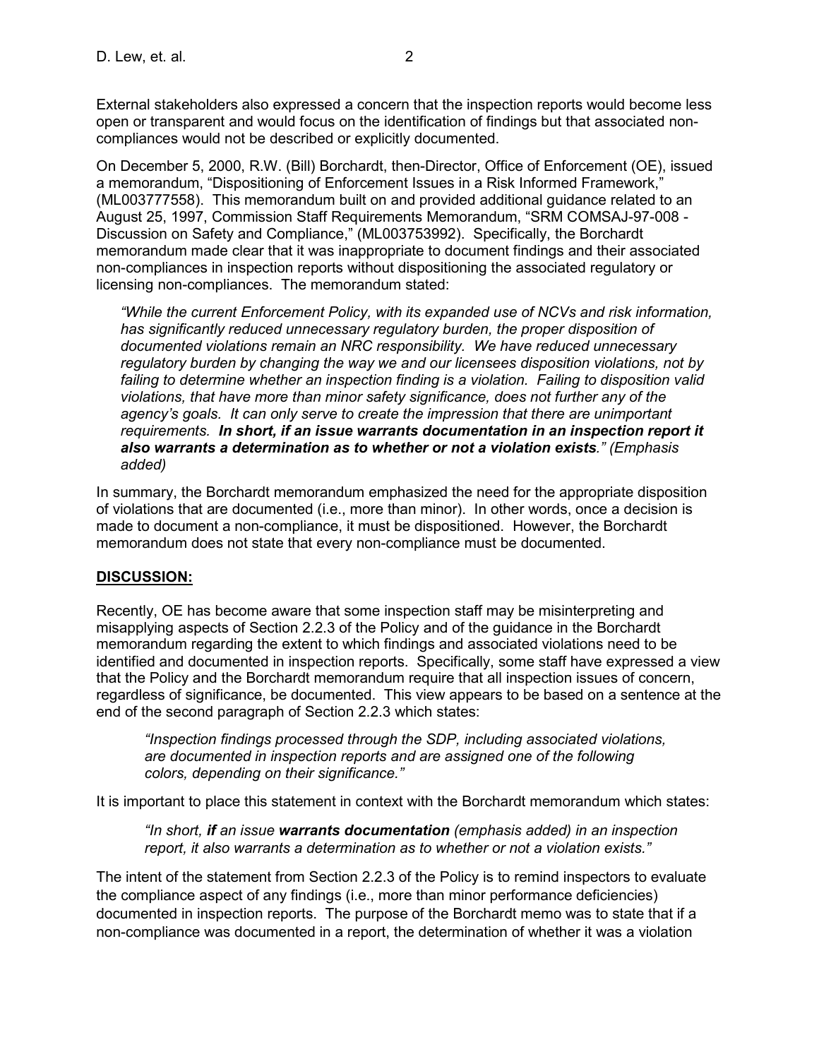External stakeholders also expressed a concern that the inspection reports would become less open or transparent and would focus on the identification of findings but that associated non-compliances would not be described or explicitly documented.

On December 5, 2000, R.W. (Bill) Borchardt, then-Director, Office of Enforcement (OE), issued a memorandum, "Dispositioning of Enforcement Issues in a Risk Informed Framework," (ML003777558). This memorandum built on and provided additional guidance related to an August 25, 1997, Commission Staff Requirements Memorandum, "SRM COMSAJ-97-008 - Discussion on Safety and Compliance," (ML003753992). Specifically, the Borchardt memorandum made clear that it was inappropriate to document findings and their associated non-compliances in inspection reports without dispositioning the associated regulatory or licensing non-compliances. The memorandum stated:

> *"While the current Enforcement Policy, with its expanded use of NCVs and risk information, has significantly reduced unnecessary regulatory burden, the proper disposition of documented violations remain an NRC responsibility. We have reduced unnecessary regulatory burden by changing the way we and our licensees disposition violations, not by failing to determine whether an inspection finding is a violation. Failing to disposition valid violations, that have more than minor safety significance, does not further any of the agency's goals. It can only serve to create the impression that there are unimportant requirements.* ***In short, if an issue warrants documentation in an inspection report it also warrants a determination as to whether or not a violation exists****." (Emphasis added)*

In summary, the Borchardt memorandum emphasized the need for the appropriate disposition of violations that are documented (i.e., more than minor). In other words, once a decision is made to document a non-compliance, it must be dispositioned. However, the Borchardt memorandum does not state that every non-compliance must be documented.

## DISCUSSION:

Recently, OE has become aware that some inspection staff may be misinterpreting and misapplying aspects of Section 2.2.3 of the Policy and of the guidance in the Borchardt memorandum regarding the extent to which findings and associated violations need to be identified and documented in inspection reports. Specifically, some staff have expressed a view that the Policy and the Borchardt memorandum require that all inspection issues of concern, regardless of significance, be documented. This view appears to be based on a sentence at the end of the second paragraph of Section 2.2.3 which states:

> *"Inspection findings processed through the SDP, including associated violations, are documented in inspection reports and are assigned one of the following colors, depending on their significance."*

It is important to place this statement in context with the Borchardt memorandum which states:

> *"In short,* ***if*** *an issue* ***warrants documentation*** *(emphasis added) in an inspection report, it also warrants a determination as to whether or not a violation exists."*

The intent of the statement from Section 2.2.3 of the Policy is to remind inspectors to evaluate the compliance aspect of any findings (i.e., more than minor performance deficiencies) documented in inspection reports. The purpose of the Borchardt memo was to state that if a non-compliance was documented in a report, the determination of whether it was a violation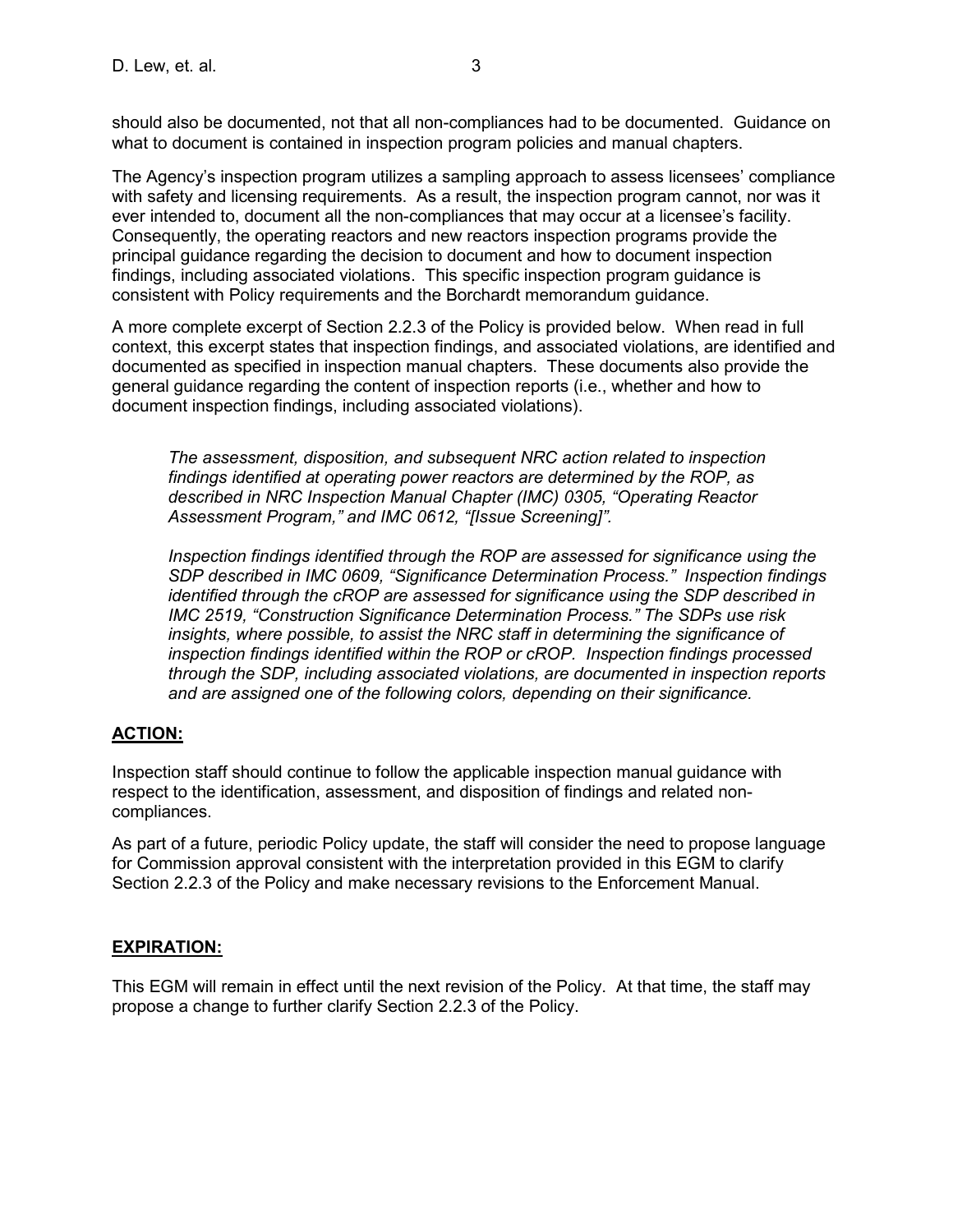should also be documented, not that all non-compliances had to be documented. Guidance on what to document is contained in inspection program policies and manual chapters.

The Agency's inspection program utilizes a sampling approach to assess licensees' compliance with safety and licensing requirements. As a result, the inspection program cannot, nor was it ever intended to, document all the non-compliances that may occur at a licensee's facility. Consequently, the operating reactors and new reactors inspection programs provide the principal guidance regarding the decision to document and how to document inspection findings, including associated violations. This specific inspection program guidance is consistent with Policy requirements and the Borchardt memorandum guidance.

A more complete excerpt of Section 2.2.3 of the Policy is provided below. When read in full context, this excerpt states that inspection findings, and associated violations, are identified and documented as specified in inspection manual chapters. These documents also provide the general guidance regarding the content of inspection reports (i.e., whether and how to document inspection findings, including associated violations).

> *The assessment, disposition, and subsequent NRC action related to inspection findings identified at operating power reactors are determined by the ROP, as described in NRC Inspection Manual Chapter (IMC) 0305, "Operating Reactor Assessment Program," and IMC 0612, "[Issue Screening]".*
>
> *Inspection findings identified through the ROP are assessed for significance using the SDP described in IMC 0609, "Significance Determination Process." Inspection findings identified through the cROP are assessed for significance using the SDP described in IMC 2519, "Construction Significance Determination Process." The SDPs use risk insights, where possible, to assist the NRC staff in determining the significance of inspection findings identified within the ROP or cROP. Inspection findings processed through the SDP, including associated violations, are documented in inspection reports and are assigned one of the following colors, depending on their significance.*

**ACTION:**

Inspection staff should continue to follow the applicable inspection manual guidance with respect to the identification, assessment, and disposition of findings and related non-compliances.

As part of a future, periodic Policy update, the staff will consider the need to propose language for Commission approval consistent with the interpretation provided in this EGM to clarify Section 2.2.3 of the Policy and make necessary revisions to the Enforcement Manual.

**EXPIRATION:**

This EGM will remain in effect until the next revision of the Policy. At that time, the staff may propose a change to further clarify Section 2.2.3 of the Policy.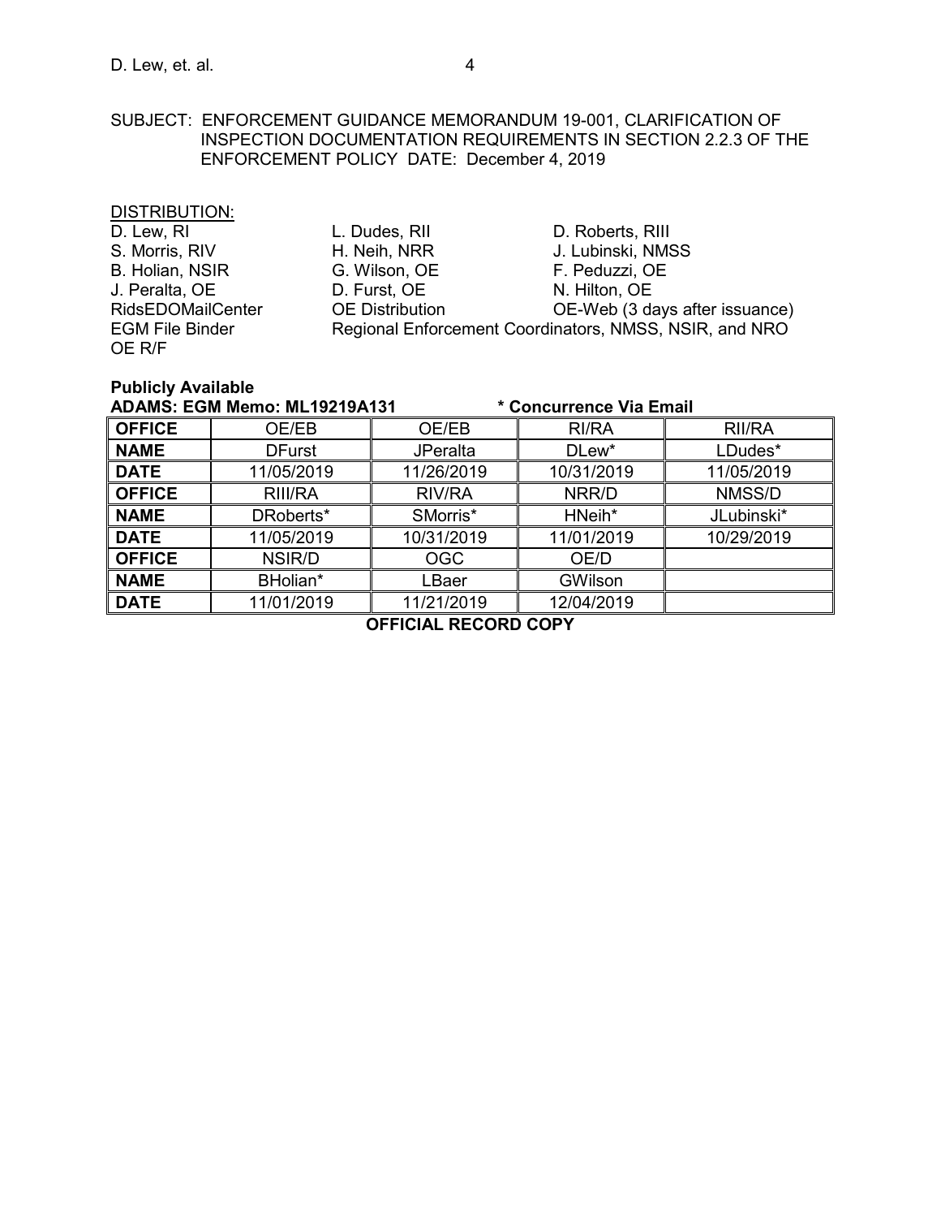SUBJECT: ENFORCEMENT GUIDANCE MEMORANDUM 19-001, CLARIFICATION OF INSPECTION DOCUMENTATION REQUIREMENTS IN SECTION 2.2.3 OF THE ENFORCEMENT POLICY DATE: December 4, 2019

DISTRIBUTION:

D. Lew, RI
L. Dudes, RII
D. Roberts, RIII
S. Morris, RIV
H. Neih, NRR
J. Lubinski, NMSS
B. Holian, NSIR
G. Wilson, OE
F. Peduzzi, OE
J. Peralta, OE
D. Furst, OE
N. Hilton, OE
RidsEDOMailCenter
OE Distribution
OE-Web (3 days after issuance)
EGM File Binder
Regional Enforcement Coordinators, NMSS, NSIR, and NRO
OE R/F

**Publicly Available**

**ADAMS: EGM Memo: ML19219A131** **\* Concurrence Via Email**

| | | | | |
|---|---|---|---|---|
| **OFFICE** | OE/EB | OE/EB | RI/RA | RII/RA |
| **NAME** | DFurst | JPeralta | DLew* | LDudes* |
| **DATE** | 11/05/2019 | 11/26/2019 | 10/31/2019 | 11/05/2019 |
| **OFFICE** | RIII/RA | RIV/RA | NRR/D | NMSS/D |
| **NAME** | DRoberts* | SMorris* | HNeih* | JLubinski* |
| **DATE** | 11/05/2019 | 10/31/2019 | 11/01/2019 | 10/29/2019 |
| **OFFICE** | NSIR/D | OGC | OE/D | |
| **NAME** | BHolian* | LBaer | GWilson | |
| **DATE** | 11/01/2019 | 11/21/2019 | 12/04/2019 | |

**OFFICIAL RECORD COPY**